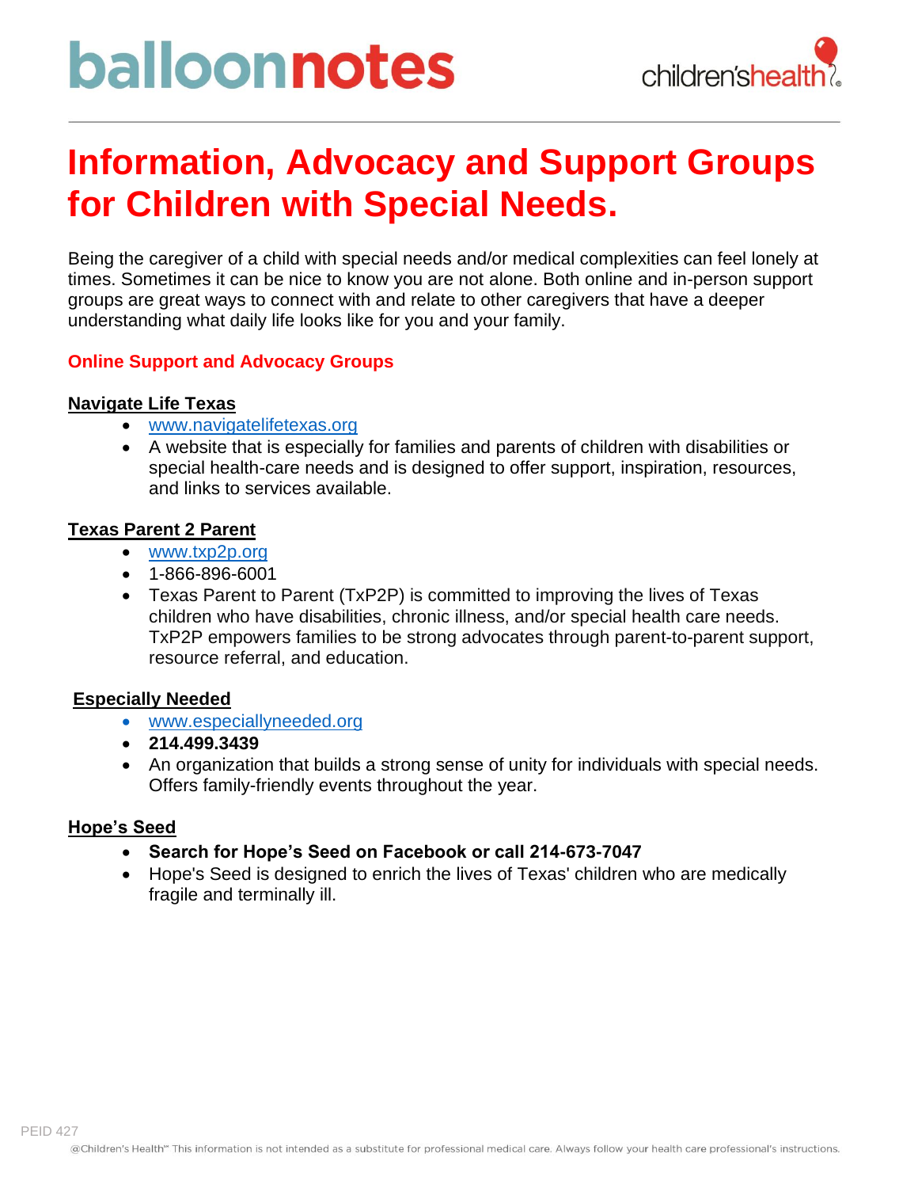balloonnotes

children'shealth

# Information, Advocacy and Support Groups for Children with Special Needs.

Being the caregiver of a child with special needs and/or medical complexities can feel lonely at times. Sometimes it can be nice to know you are not alone. Both online and in-person support groups are great ways to connect with and relate to other caregivers that have a deeper understanding what daily life looks like for you and your family.

## Online Support and Advocacy Groups

### Navigate Life Texas

- www.navigatelifetexas.org
- A website that is especially for families and parents of children with disabilities or special health-care needs and is designed to offer support, inspiration, resources, and links to services available.

### Texas Parent 2 Parent

- www.txp2p.org
- 1-866-896-6001
- Texas Parent to Parent (TxP2P) is committed to improving the lives of Texas children who have disabilities, chronic illness, and/or special health care needs. TxP2P empowers families to be strong advocates through parent-to-parent support, resource referral, and education.

### Especially Needed

- www.especiallyneeded.org
- **214.499.3439**
- An organization that builds a strong sense of unity for individuals with special needs. Offers family-friendly events throughout the year.

### Hope's Seed

- **Search for Hope's Seed on Facebook or call 214-673-7047**
- Hope's Seed is designed to enrich the lives of Texas' children who are medically fragile and terminally ill.

PEID 427

@Children's Health℠ This information is not intended as a substitute for professional medical care. Always follow your health care professional's instructions.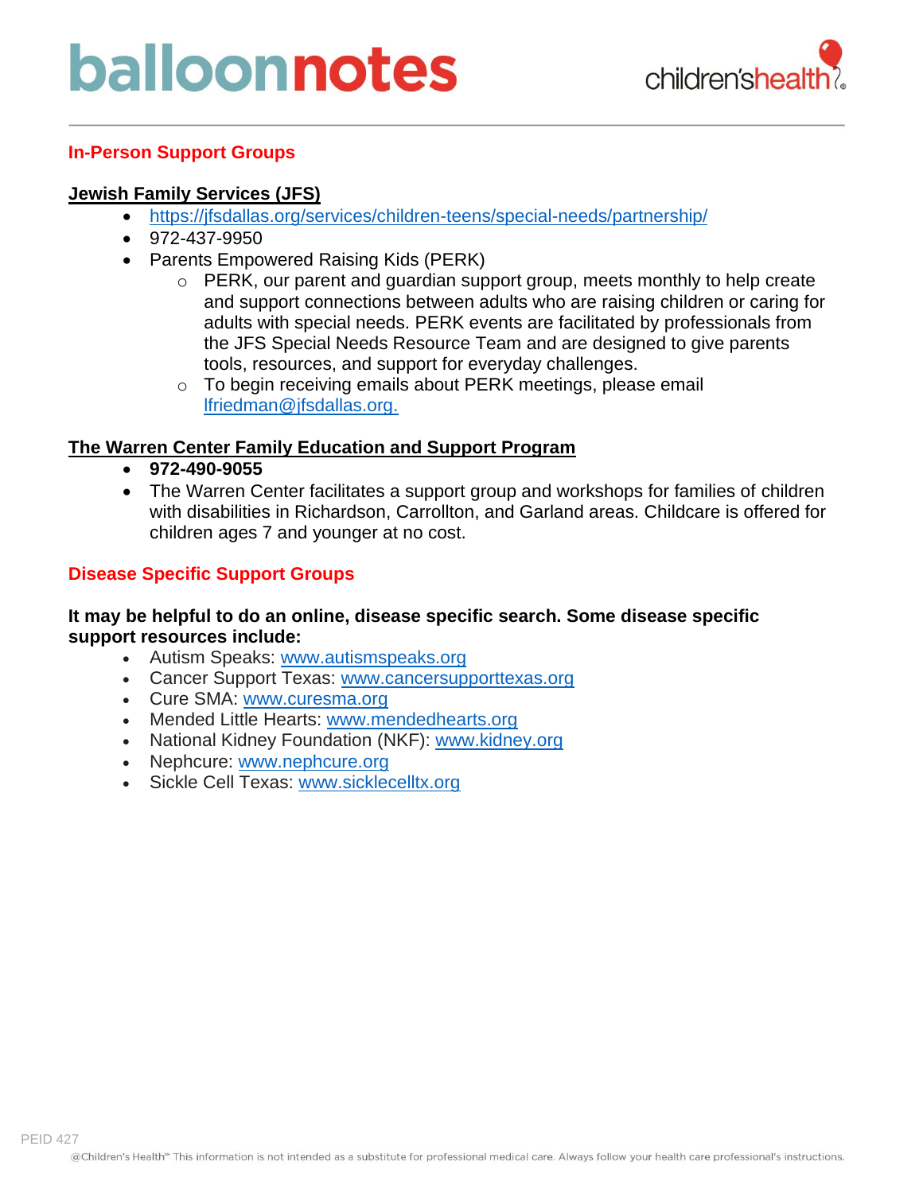## In-Person Support Groups

### Jewish Family Services (JFS)

- https://jfsdallas.org/services/children-teens/special-needs/partnership/
- 972-437-9950
- Parents Empowered Raising Kids (PERK)
  - PERK, our parent and guardian support group, meets monthly to help create and support connections between adults who are raising children or caring for adults with special needs. PERK events are facilitated by professionals from the JFS Special Needs Resource Team and are designed to give parents tools, resources, and support for everyday challenges.
  - To begin receiving emails about PERK meetings, please email lfriedman@jfsdallas.org.

### The Warren Center Family Education and Support Program

- **972-490-9055**
- The Warren Center facilitates a support group and workshops for families of children with disabilities in Richardson, Carrollton, and Garland areas. Childcare is offered for children ages 7 and younger at no cost.

## Disease Specific Support Groups

**It may be helpful to do an online, disease specific search. Some disease specific support resources include:**

- Autism Speaks: www.autismspeaks.org
- Cancer Support Texas: www.cancersupporttexas.org
- Cure SMA: www.curesma.org
- Mended Little Hearts: www.mendedhearts.org
- National Kidney Foundation (NKF): www.kidney.org
- Nephcure: www.nephcure.org
- Sickle Cell Texas: www.sicklecelltx.org

PEID 427

@Children's Health℠ This information is not intended as a substitute for professional medical care. Always follow your health care professional's instructions.